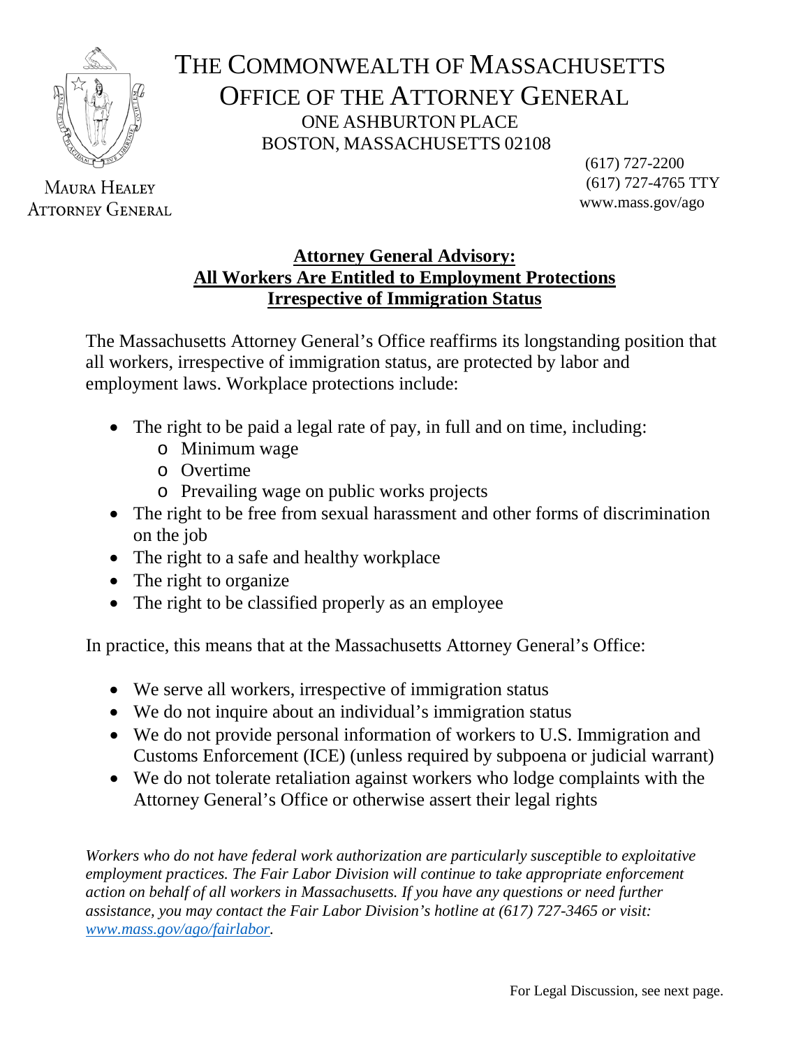# THE COMMONWEALTH OF MASSACHUSETTS
## OFFICE OF THE ATTORNEY GENERAL
ONE ASHBURTON PLACE
BOSTON, MASSACHUSETTS 02108

MAURA HEALEY
ATTORNEY GENERAL

(617) 727-2200
(617) 727-4765 TTY
www.mass.gov/ago

## Attorney General Advisory: All Workers Are Entitled to Employment Protections Irrespective of Immigration Status

The Massachusetts Attorney General's Office reaffirms its longstanding position that all workers, irrespective of immigration status, are protected by labor and employment laws. Workplace protections include:

- The right to be paid a legal rate of pay, in full and on time, including:
  - Minimum wage
  - Overtime
  - Prevailing wage on public works projects
- The right to be free from sexual harassment and other forms of discrimination on the job
- The right to a safe and healthy workplace
- The right to organize
- The right to be classified properly as an employee

In practice, this means that at the Massachusetts Attorney General's Office:

- We serve all workers, irrespective of immigration status
- We do not inquire about an individual's immigration status
- We do not provide personal information of workers to U.S. Immigration and Customs Enforcement (ICE) (unless required by subpoena or judicial warrant)
- We do not tolerate retaliation against workers who lodge complaints with the Attorney General's Office or otherwise assert their legal rights

*Workers who do not have federal work authorization are particularly susceptible to exploitative employment practices. The Fair Labor Division will continue to take appropriate enforcement action on behalf of all workers in Massachusetts. If you have any questions or need further assistance, you may contact the Fair Labor Division's hotline at (617) 727-3465 or visit: [www.mass.gov/ago/fairlabor](http://www.mass.gov/ago/fairlabor).*

For Legal Discussion, see next page.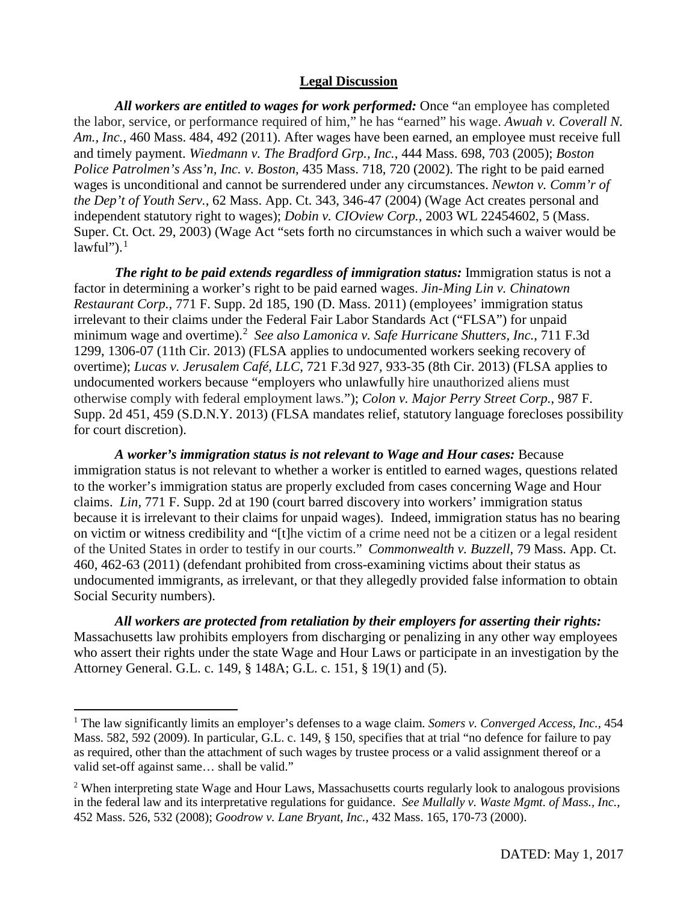## **Legal Discussion**

***All workers are entitled to wages for work performed:*** Once "an employee has completed the labor, service, or performance required of him," he has "earned" his wage. *Awuah v. Coverall N. Am., Inc.*, 460 Mass. 484, 492 (2011). After wages have been earned, an employee must receive full and timely payment. *Wiedmann v. The Bradford Grp., Inc.*, 444 Mass. 698, 703 (2005); *Boston Police Patrolmen's Ass'n, Inc. v. Boston*, 435 Mass. 718, 720 (2002). The right to be paid earned wages is unconditional and cannot be surrendered under any circumstances. *Newton v. Comm'r of the Dep't of Youth Serv.*, 62 Mass. App. Ct. 343, 346-47 (2004) (Wage Act creates personal and independent statutory right to wages); *Dobin v. CIOview Corp.*, 2003 WL 22454602, 5 (Mass. Super. Ct. Oct. 29, 2003) (Wage Act "sets forth no circumstances in which such a waiver would be lawful").[1]

***The right to be paid extends regardless of immigration status:*** Immigration status is not a factor in determining a worker's right to be paid earned wages. *Jin-Ming Lin v. Chinatown Restaurant Corp.*, 771 F. Supp. 2d 185, 190 (D. Mass. 2011) (employees' immigration status irrelevant to their claims under the Federal Fair Labor Standards Act ("FLSA") for unpaid minimum wage and overtime).[2] *See also Lamonica v. Safe Hurricane Shutters, Inc.*, 711 F.3d 1299, 1306-07 (11th Cir. 2013) (FLSA applies to undocumented workers seeking recovery of overtime); *Lucas v. Jerusalem Café, LLC*, 721 F.3d 927, 933-35 (8th Cir. 2013) (FLSA applies to undocumented workers because "employers who unlawfully hire unauthorized aliens must otherwise comply with federal employment laws."); *Colon v. Major Perry Street Corp.*, 987 F. Supp. 2d 451, 459 (S.D.N.Y. 2013) (FLSA mandates relief, statutory language forecloses possibility for court discretion).

***A worker's immigration status is not relevant to Wage and Hour cases:*** Because immigration status is not relevant to whether a worker is entitled to earned wages, questions related to the worker's immigration status are properly excluded from cases concerning Wage and Hour claims. *Lin*, 771 F. Supp. 2d at 190 (court barred discovery into workers' immigration status because it is irrelevant to their claims for unpaid wages). Indeed, immigration status has no bearing on victim or witness credibility and "[t]he victim of a crime need not be a citizen or a legal resident of the United States in order to testify in our courts." *Commonwealth v. Buzzell*, 79 Mass. App. Ct. 460, 462-63 (2011) (defendant prohibited from cross-examining victims about their status as undocumented immigrants, as irrelevant, or that they allegedly provided false information to obtain Social Security numbers).

***All workers are protected from retaliation by their employers for asserting their rights:*** Massachusetts law prohibits employers from discharging or penalizing in any other way employees who assert their rights under the state Wage and Hour Laws or participate in an investigation by the Attorney General. G.L. c. 149, § 148A; G.L. c. 151, § 19(1) and (5).

---

[1] The law significantly limits an employer's defenses to a wage claim. *Somers v. Converged Access, Inc.*, 454 Mass. 582, 592 (2009). In particular, G.L. c. 149, § 150, specifies that at trial "no defence for failure to pay as required, other than the attachment of such wages by trustee process or a valid assignment thereof or a valid set-off against same… shall be valid."

[2] When interpreting state Wage and Hour Laws, Massachusetts courts regularly look to analogous provisions in the federal law and its interpretative regulations for guidance. *See Mullally v. Waste Mgmt. of Mass., Inc.*, 452 Mass. 526, 532 (2008); *Goodrow v. Lane Bryant, Inc.*, 432 Mass. 165, 170-73 (2000).

DATED: May 1, 2017